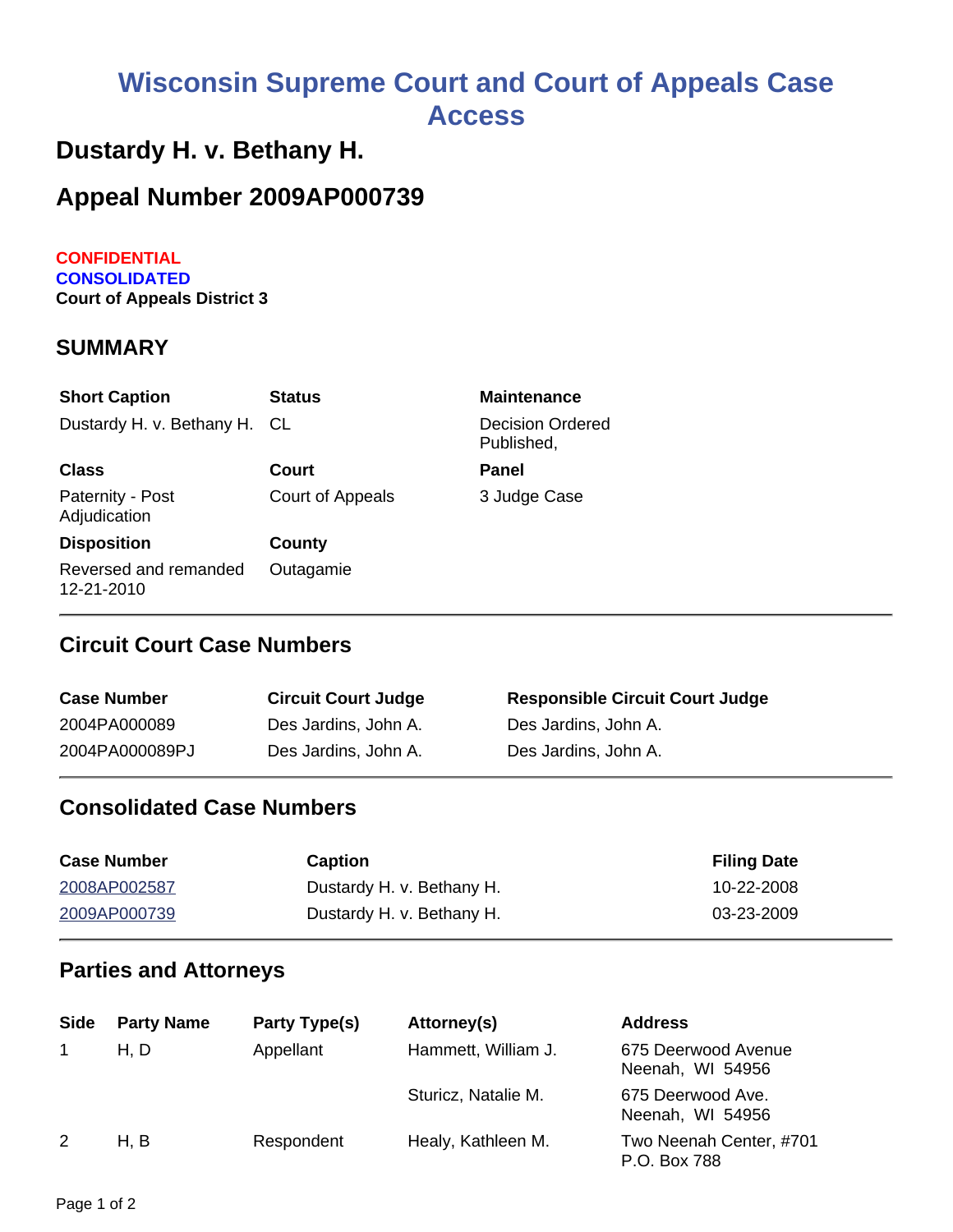# Wisconsin Supreme Court and Court of Appeals Case Access

## Dustardy H. v. Bethany H.

## Appeal Number 2009AP000739

**CONFIDENTIAL**
**CONSOLIDATED**
**Court of Appeals District 3**

### SUMMARY

| Short Caption | Status | Maintenance |
|---|---|---|
| Dustardy H. v. Bethany H. | CL | Decision Ordered Published, |
| **Class** | **Court** | **Panel** |
| Paternity - Post Adjudication | Court of Appeals | 3 Judge Case |
| **Disposition** | **County** | |
| Reversed and remanded 12-21-2010 | Outagamie | |

### Circuit Court Case Numbers

| Case Number | Circuit Court Judge | Responsible Circuit Court Judge |
|---|---|---|
| 2004PA000089 | Des Jardins, John A. | Des Jardins, John A. |
| 2004PA000089PJ | Des Jardins, John A. | Des Jardins, John A. |

### Consolidated Case Numbers

| Case Number | Caption | Filing Date |
|---|---|---|
| 2008AP002587 | Dustardy H. v. Bethany H. | 10-22-2008 |
| 2009AP000739 | Dustardy H. v. Bethany H. | 03-23-2009 |

### Parties and Attorneys

| Side | Party Name | Party Type(s) | Attorney(s) | Address |
|---|---|---|---|---|
| 1 | H, D | Appellant | Hammett, William J. | 675 Deerwood Avenue Neenah, WI 54956 |
| | | | Sturicz, Natalie M. | 675 Deerwood Ave. Neenah, WI 54956 |
| 2 | H, B | Respondent | Healy, Kathleen M. | Two Neenah Center, #701 P.O. Box 788 |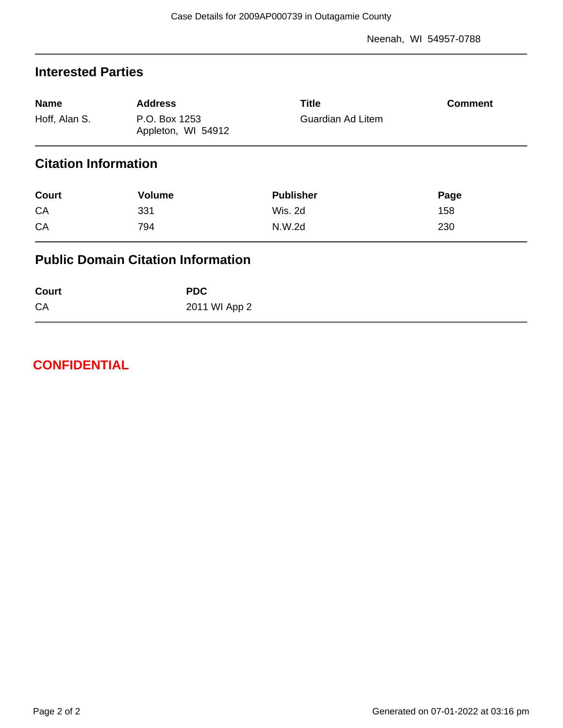Neenah, WI 54957-0788

## Interested Parties

| Name | Address | Title | Comment |
| --- | --- | --- | --- |
| Hoff, Alan S. | P.O. Box 1253<br>Appleton, WI 54912 | Guardian Ad Litem | |

## Citation Information

| Court | Volume | Publisher | Page |
| --- | --- | --- | --- |
| CA | 331 | Wis. 2d | 158 |
| CA | 794 | N.W.2d | 230 |

## Public Domain Citation Information

| Court | PDC |
| --- | --- |
| CA | 2011 WI App 2 |

**CONFIDENTIAL**